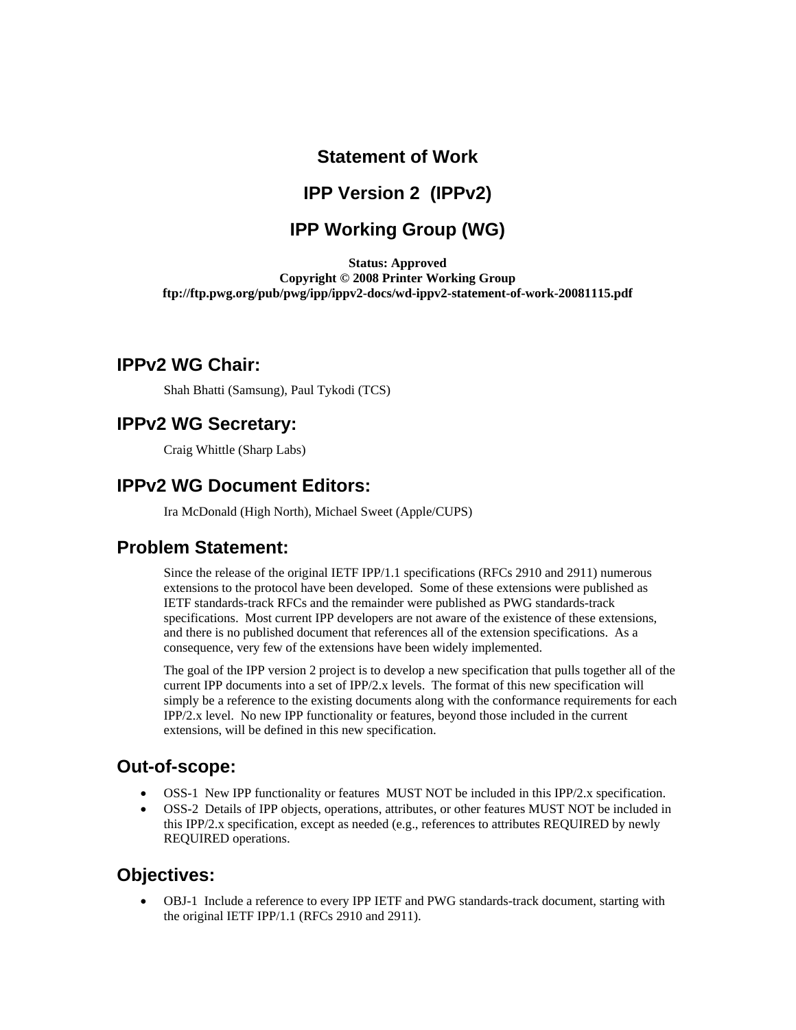# Statement of Work

# IPP Version 2 (IPPv2)

# IPP Working Group (WG)

**Status: Approved**
**Copyright © 2008 Printer Working Group**
**ftp://ftp.pwg.org/pub/pwg/ipp/ippv2-docs/wd-ippv2-statement-of-work-20081115.pdf**

## IPPv2 WG Chair:

Shah Bhatti (Samsung), Paul Tykodi (TCS)

## IPPv2 WG Secretary:

Craig Whittle (Sharp Labs)

## IPPv2 WG Document Editors:

Ira McDonald (High North), Michael Sweet (Apple/CUPS)

## Problem Statement:

Since the release of the original IETF IPP/1.1 specifications (RFCs 2910 and 2911) numerous extensions to the protocol have been developed. Some of these extensions were published as IETF standards-track RFCs and the remainder were published as PWG standards-track specifications. Most current IPP developers are not aware of the existence of these extensions, and there is no published document that references all of the extension specifications. As a consequence, very few of the extensions have been widely implemented.

The goal of the IPP version 2 project is to develop a new specification that pulls together all of the current IPP documents into a set of IPP/2.x levels. The format of this new specification will simply be a reference to the existing documents along with the conformance requirements for each IPP/2.x level. No new IPP functionality or features, beyond those included in the current extensions, will be defined in this new specification.

## Out-of-scope:

- OSS-1 New IPP functionality or features MUST NOT be included in this IPP/2.x specification.
- OSS-2 Details of IPP objects, operations, attributes, or other features MUST NOT be included in this IPP/2.x specification, except as needed (e.g., references to attributes REQUIRED by newly REQUIRED operations.

## Objectives:

- OBJ-1 Include a reference to every IPP IETF and PWG standards-track document, starting with the original IETF IPP/1.1 (RFCs 2910 and 2911).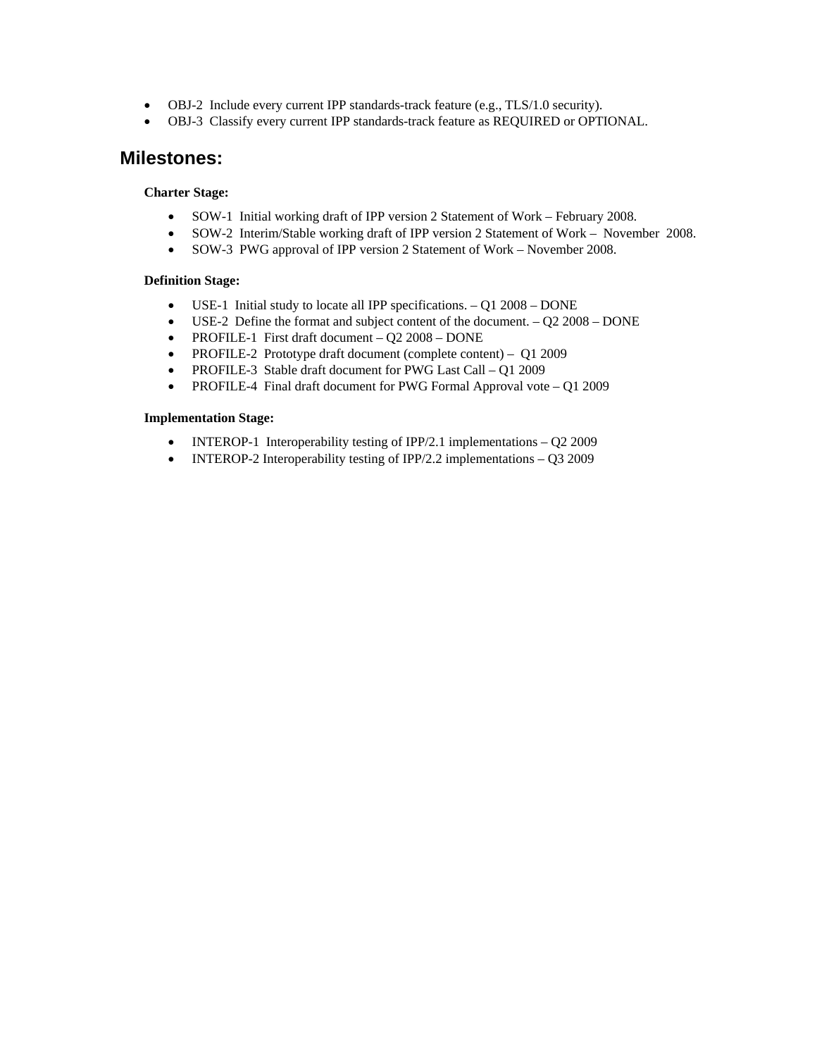- OBJ-2 Include every current IPP standards-track feature (e.g., TLS/1.0 security).
- OBJ-3 Classify every current IPP standards-track feature as REQUIRED or OPTIONAL.

## Milestones:

**Charter Stage:**

- SOW-1 Initial working draft of IPP version 2 Statement of Work – February 2008.
- SOW-2 Interim/Stable working draft of IPP version 2 Statement of Work – November 2008.
- SOW-3 PWG approval of IPP version 2 Statement of Work – November 2008.

**Definition Stage:**

- USE-1 Initial study to locate all IPP specifications. – Q1 2008 – DONE
- USE-2 Define the format and subject content of the document. – Q2 2008 – DONE
- PROFILE-1 First draft document – Q2 2008 – DONE
- PROFILE-2 Prototype draft document (complete content) – Q1 2009
- PROFILE-3 Stable draft document for PWG Last Call – Q1 2009
- PROFILE-4 Final draft document for PWG Formal Approval vote – Q1 2009

**Implementation Stage:**

- INTEROP-1 Interoperability testing of IPP/2.1 implementations – Q2 2009
- INTEROP-2 Interoperability testing of IPP/2.2 implementations – Q3 2009